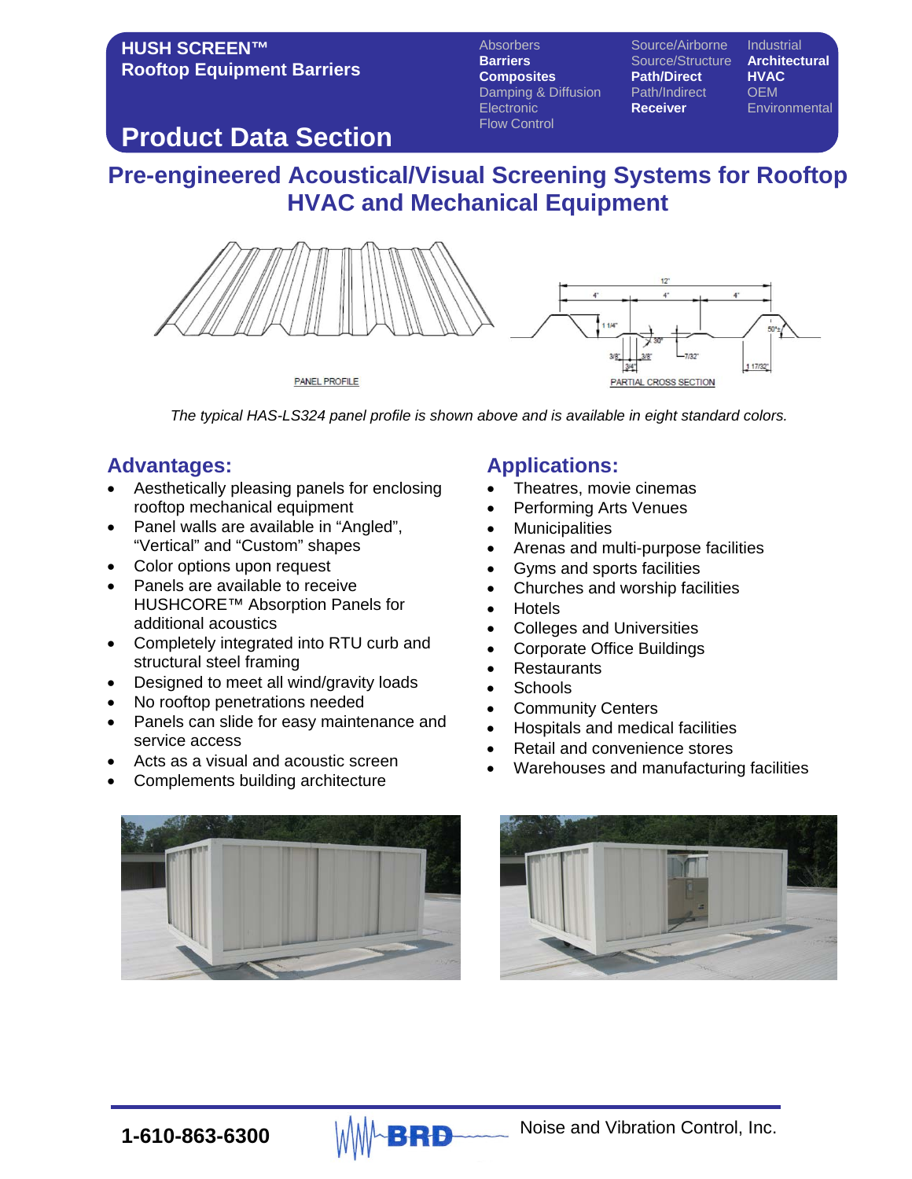**HUSH SCREEN™**
**Rooftop Equipment Barriers**

## Product Data Section

| | | |
|---|---|---|
| Absorbers | Source/Airborne | Industrial |
| **Barriers** | Source/Structure | **Architectural** |
| **Composites** | **Path/Direct** | **HVAC** |
| Damping & Diffusion | Path/Indirect | OEM |
| Electronic | **Receiver** | Environmental |
| Flow Control | | |

# Pre-engineered Acoustical/Visual Screening Systems for Rooftop HVAC and Mechanical Equipment

PANEL PROFILE

PARTIAL CROSS SECTION

*The typical HAS-LS324 panel profile is shown above and is available in eight standard colors.*

## Advantages:

- Aesthetically pleasing panels for enclosing rooftop mechanical equipment
- Panel walls are available in "Angled", "Vertical" and "Custom" shapes
- Color options upon request
- Panels are available to receive HUSHCORE™ Absorption Panels for additional acoustics
- Completely integrated into RTU curb and structural steel framing
- Designed to meet all wind/gravity loads
- No rooftop penetrations needed
- Panels can slide for easy maintenance and service access
- Acts as a visual and acoustic screen
- Complements building architecture

## Applications:

- Theatres, movie cinemas
- Performing Arts Venues
- Municipalities
- Arenas and multi-purpose facilities
- Gyms and sports facilities
- Churches and worship facilities
- Hotels
- Colleges and Universities
- Corporate Office Buildings
- Restaurants
- Schools
- Community Centers
- Hospitals and medical facilities
- Retail and convenience stores
- Warehouses and manufacturing facilities

**1-610-863-6300** BRD Noise and Vibration Control, Inc.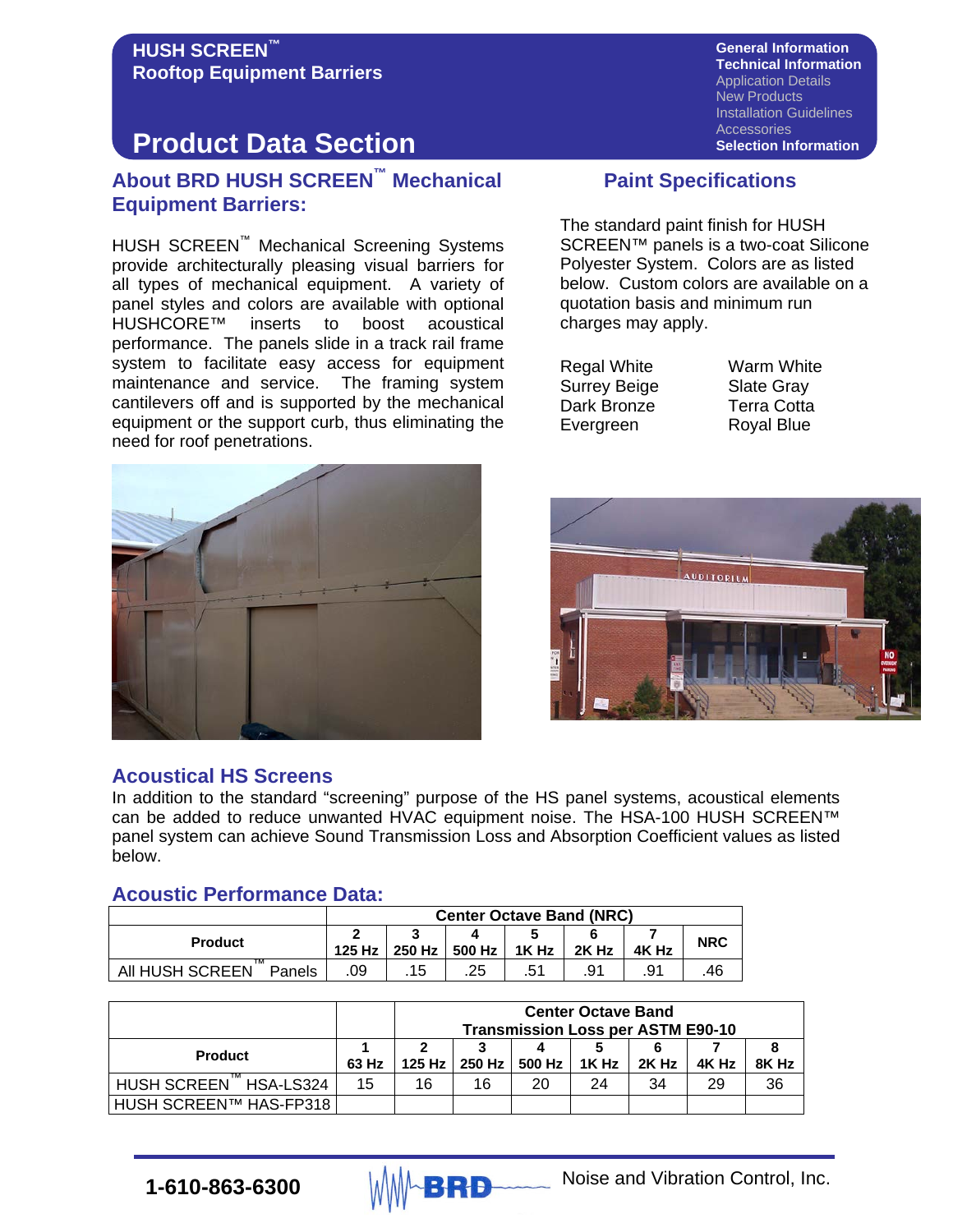# HUSH SCREEN™ Rooftop Equipment Barriers

General Information
Technical Information
Application Details
New Products
Installation Guidelines
Accessories
Selection Information

# Product Data Section

## About BRD HUSH SCREEN™ Mechanical Equipment Barriers:

HUSH SCREEN™ Mechanical Screening Systems provide architecturally pleasing visual barriers for all types of mechanical equipment. A variety of panel styles and colors are available with optional HUSHCORE™ inserts to boost acoustical performance. The panels slide in a track rail frame system to facilitate easy access for equipment maintenance and service. The framing system cantilevers off and is supported by the mechanical equipment or the support curb, thus eliminating the need for roof penetrations.

## Paint Specifications

The standard paint finish for HUSH SCREEN™ panels is a two-coat Silicone Polyester System. Colors are as listed below. Custom colors are available on a quotation basis and minimum run charges may apply.

| | |
|---|---|
| Regal White | Warm White |
| Surrey Beige | Slate Gray |
| Dark Bronze | Terra Cotta |
| Evergreen | Royal Blue |

## Acoustical HS Screens

In addition to the standard "screening" purpose of the HS panel systems, acoustical elements can be added to reduce unwanted HVAC equipment noise. The HSA-100 HUSH SCREEN™ panel system can achieve Sound Transmission Loss and Absorption Coefficient values as listed below.

## Acoustic Performance Data:

| | Center Octave Band (NRC) | | | | | | |
|---|---|---|---|---|---|---|---|
| Product | 2<br>125 Hz | 3<br>250 Hz | 4<br>500 Hz | 5<br>1K Hz | 6<br>2K Hz | 7<br>4K Hz | NRC |
| All HUSH SCREEN™ Panels | .09 | .15 | .25 | .51 | .91 | .91 | .46 |

| | | Center Octave Band Transmission Loss per ASTM E90-10 | | | | | | |
|---|---|---|---|---|---|---|---|---|
| Product | 1<br>63 Hz | 2<br>125 Hz | 3<br>250 Hz | 4<br>500 Hz | 5<br>1K Hz | 6<br>2K Hz | 7<br>4K Hz | 8<br>8K Hz |
| HUSH SCREEN™ HSA-LS324 | 15 | 16 | 16 | 20 | 24 | 34 | 29 | 36 |
| HUSH SCREEN™ HAS-FP318 | | | | | | | | |

1-610-863-6300 BRD Noise and Vibration Control, Inc.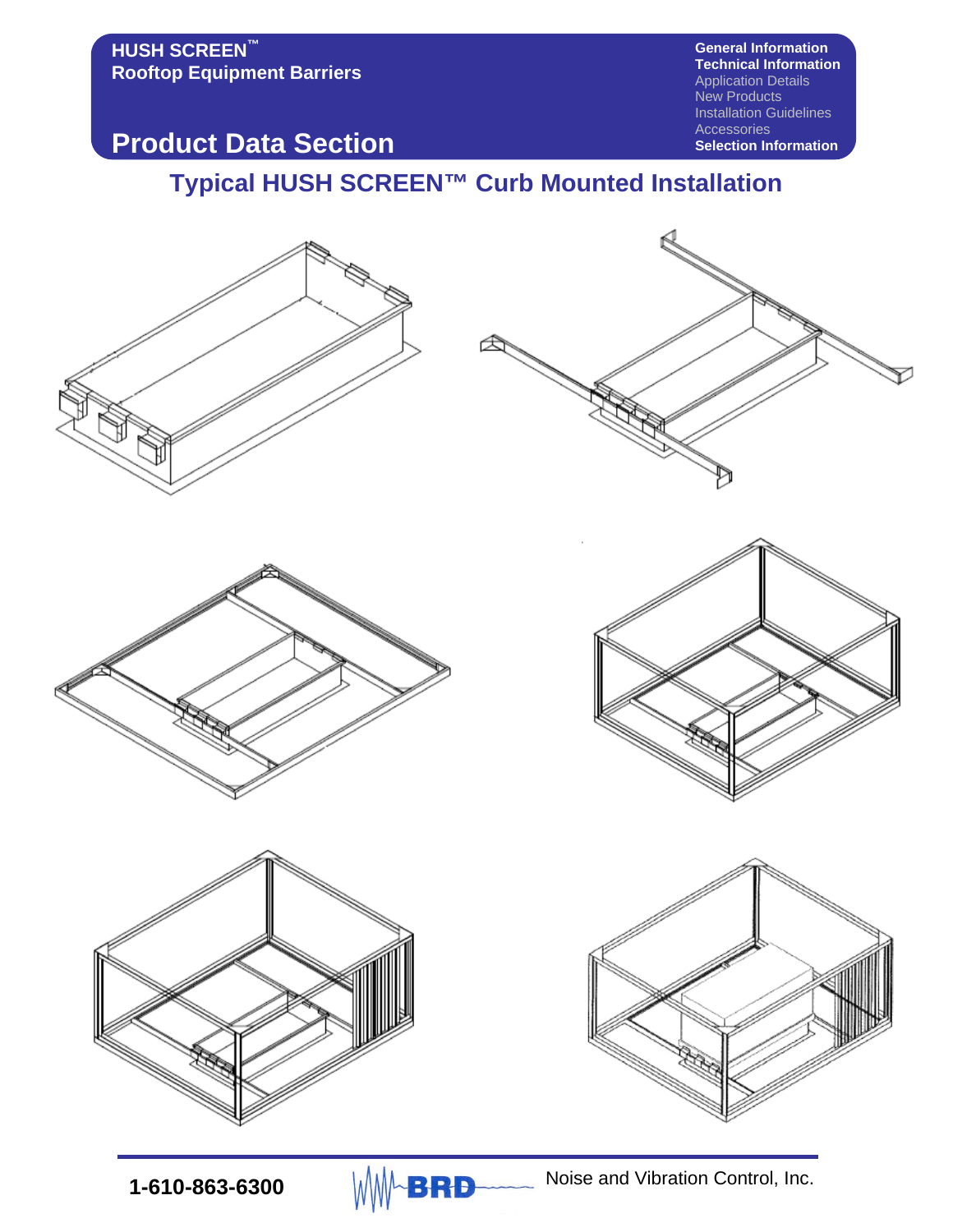HUSH SCREEN™
Rooftop Equipment Barriers

# Product Data Section

General Information
Technical Information
Application Details
New Products
Installation Guidelines
Accessories
Selection Information

## Typical HUSH SCREEN™ Curb Mounted Installation

1-610-863-6300

BRD Noise and Vibration Control, Inc.